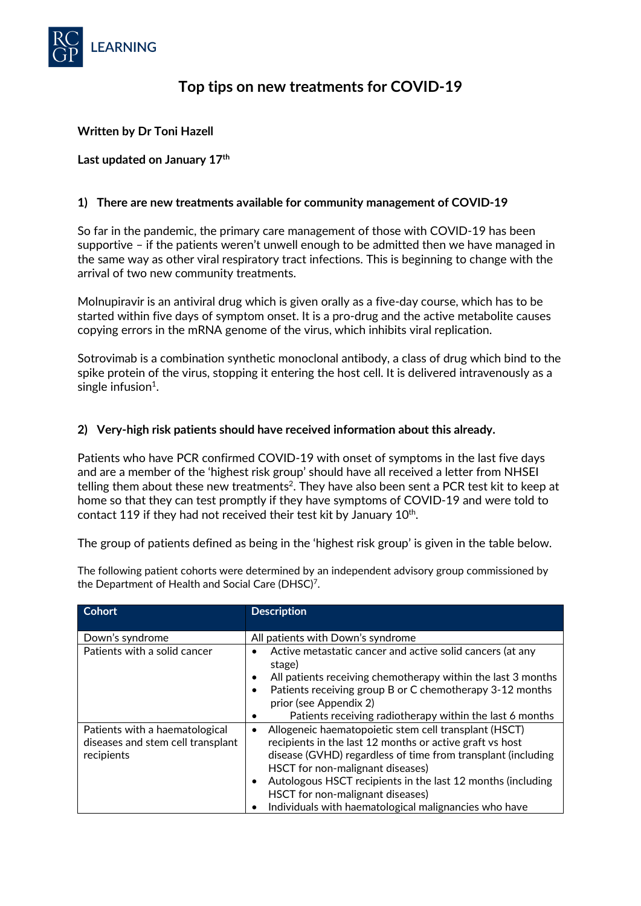# Top tips on new treatments for COVID-19

**Written by Dr Toni Hazell**

**Last updated on January 17th**

## 1) There are new treatments available for community management of COVID-19

So far in the pandemic, the primary care management of those with COVID-19 has been supportive – if the patients weren't unwell enough to be admitted then we have managed in the same way as other viral respiratory tract infections. This is beginning to change with the arrival of two new community treatments.

Molnupiravir is an antiviral drug which is given orally as a five-day course, which has to be started within five days of symptom onset. It is a pro-drug and the active metabolite causes copying errors in the mRNA genome of the virus, which inhibits viral replication.

Sotrovimab is a combination synthetic monoclonal antibody, a class of drug which bind to the spike protein of the virus, stopping it entering the host cell. It is delivered intravenously as a single infusion[1].

## 2) Very-high risk patients should have received information about this already.

Patients who have PCR confirmed COVID-19 with onset of symptoms in the last five days and are a member of the 'highest risk group' should have all received a letter from NHSEI telling them about these new treatments[2]. They have also been sent a PCR test kit to keep at home so that they can test promptly if they have symptoms of COVID-19 and were told to contact 119 if they had not received their test kit by January 10th.

The group of patients defined as being in the 'highest risk group' is given in the table below.

The following patient cohorts were determined by an independent advisory group commissioned by the Department of Health and Social Care (DHSC)[7].

| Cohort | Description |
|---|---|
| Down's syndrome | All patients with Down's syndrome |
| Patients with a solid cancer | • Active metastatic cancer and active solid cancers (at any stage)<br>• All patients receiving chemotherapy within the last 3 months<br>• Patients receiving group B or C chemotherapy 3-12 months prior (see Appendix 2)<br>• Patients receiving radiotherapy within the last 6 months |
| Patients with a haematological diseases and stem cell transplant recipients | • Allogeneic haematopoietic stem cell transplant (HSCT) recipients in the last 12 months or active graft vs host disease (GVHD) regardless of time from transplant (including HSCT for non-malignant diseases)<br>• Autologous HSCT recipients in the last 12 months (including HSCT for non-malignant diseases)<br>• Individuals with haematological malignancies who have |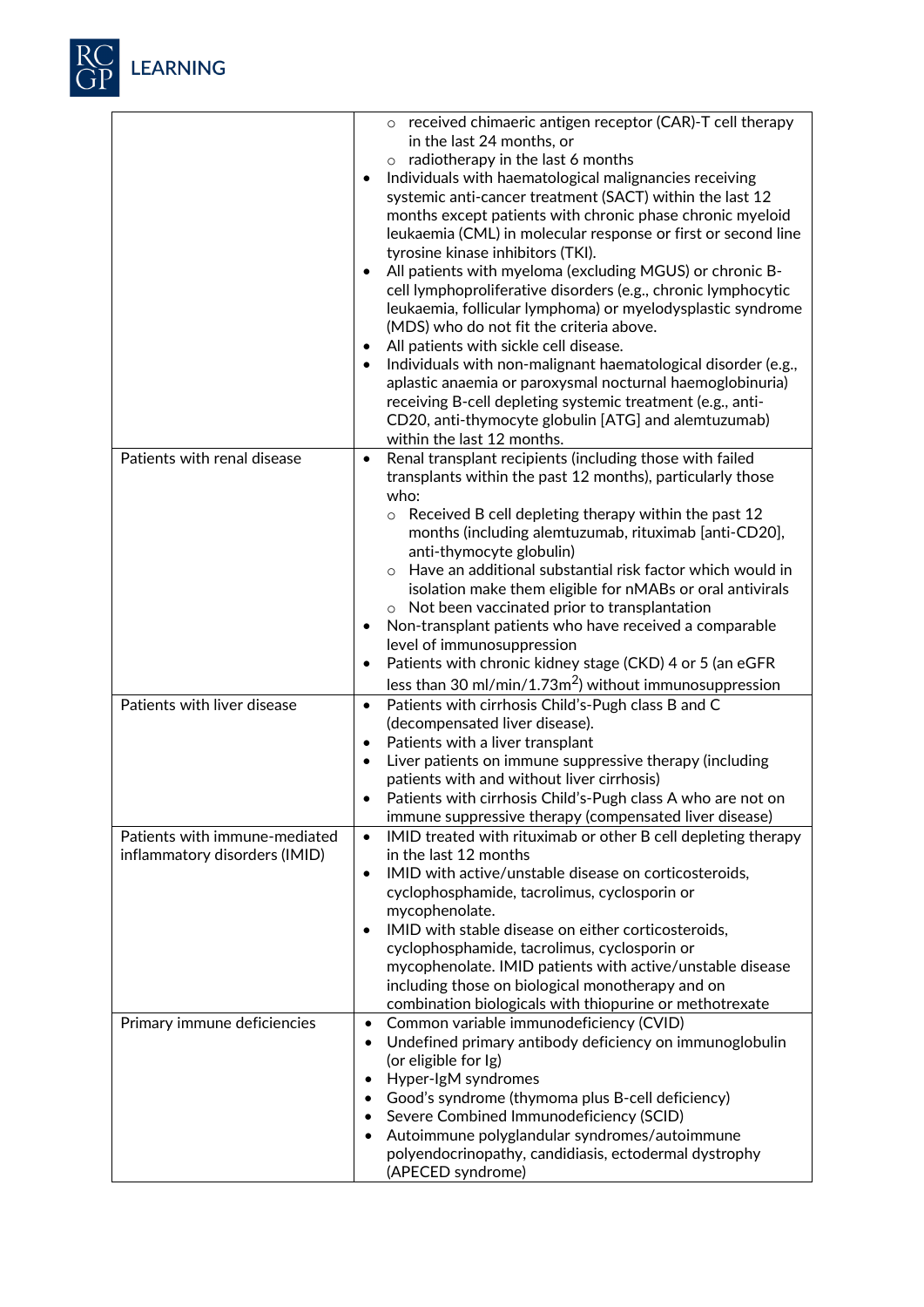| | |
|---|---|
| | <ul><li>received chimaeric antigen receptor (CAR)-T cell therapy in the last 24 months, or</li><li>radiotherapy in the last 6 months</li></ul>• Individuals with haematological malignancies receiving systemic anti-cancer treatment (SACT) within the last 12 months except patients with chronic phase chronic myeloid leukaemia (CML) in molecular response or first or second line tyrosine kinase inhibitors (TKI).<br>• All patients with myeloma (excluding MGUS) or chronic B-cell lymphoproliferative disorders (e.g., chronic lymphocytic leukaemia, follicular lymphoma) or myelodysplastic syndrome (MDS) who do not fit the criteria above.<br>• All patients with sickle cell disease.<br>• Individuals with non-malignant haematological disorder (e.g., aplastic anaemia or paroxysmal nocturnal haemoglobinuria) receiving B-cell depleting systemic treatment (e.g., anti-CD20, anti-thymocyte globulin [ATG] and alemtuzumab) within the last 12 months. |
| Patients with renal disease | • Renal transplant recipients (including those with failed transplants within the past 12 months), particularly those who:<ul><li>Received B cell depleting therapy within the past 12 months (including alemtuzumab, rituximab [anti-CD20], anti-thymocyte globulin)</li><li>Have an additional substantial risk factor which would in isolation make them eligible for nMABs or oral antivirals</li><li>Not been vaccinated prior to transplantation</li></ul>• Non-transplant patients who have received a comparable level of immunosuppression<br>• Patients with chronic kidney stage (CKD) 4 or 5 (an eGFR less than 30 ml/min/1.73m$^2$) without immunosuppression |
| Patients with liver disease | • Patients with cirrhosis Child's-Pugh class B and C (decompensated liver disease).<br>• Patients with a liver transplant<br>• Liver patients on immune suppressive therapy (including patients with and without liver cirrhosis)<br>• Patients with cirrhosis Child's-Pugh class A who are not on immune suppressive therapy (compensated liver disease) |
| Patients with immune-mediated inflammatory disorders (IMID) | • IMID treated with rituximab or other B cell depleting therapy in the last 12 months<br>• IMID with active/unstable disease on corticosteroids, cyclophosphamide, tacrolimus, cyclosporin or mycophenolate.<br>• IMID with stable disease on either corticosteroids, cyclophosphamide, tacrolimus, cyclosporin or mycophenolate. IMID patients with active/unstable disease including those on biological monotherapy and on combination biologicals with thiopurine or methotrexate |
| Primary immune deficiencies | • Common variable immunodeficiency (CVID)<br>• Undefined primary antibody deficiency on immunoglobulin (or eligible for Ig)<br>• Hyper-IgM syndromes<br>• Good's syndrome (thymoma plus B-cell deficiency)<br>• Severe Combined Immunodeficiency (SCID)<br>• Autoimmune polyglandular syndromes/autoimmune polyendocrinopathy, candidiasis, ectodermal dystrophy (APECED syndrome) |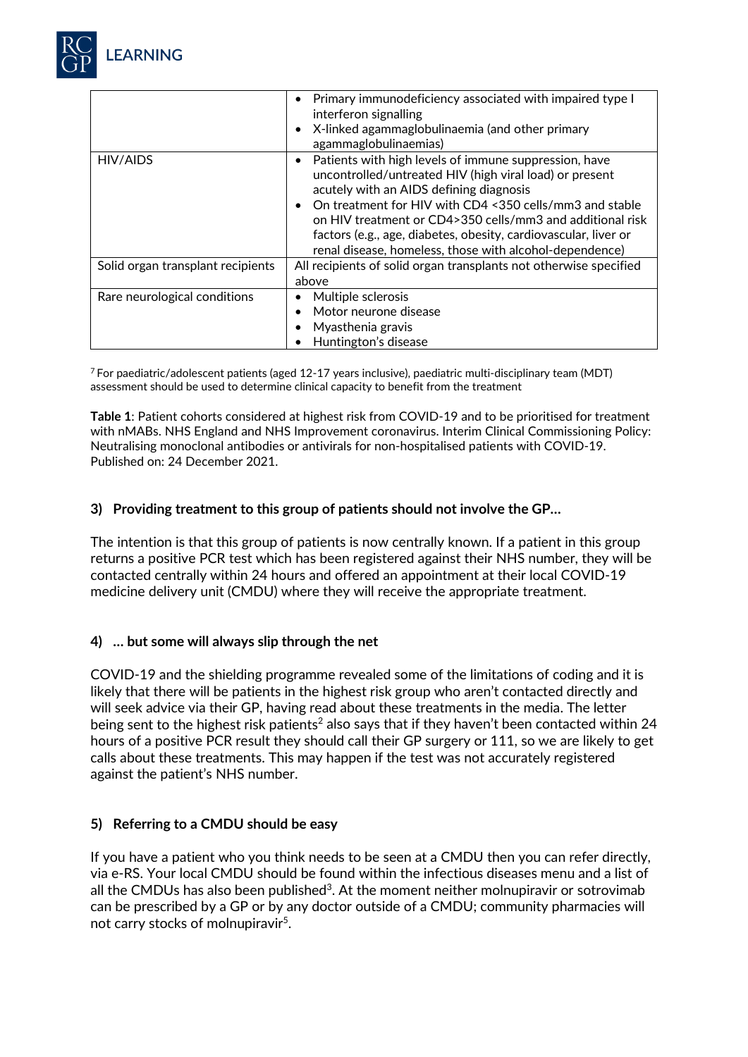| | |
|---|---|
| | • Primary immunodeficiency associated with impaired type I interferon signalling<br>• X-linked agammaglobulinaemia (and other primary agammaglobulinaemias) |
| HIV/AIDS | • Patients with high levels of immune suppression, have uncontrolled/untreated HIV (high viral load) or present acutely with an AIDS defining diagnosis<br>• On treatment for HIV with CD4 <350 cells/mm3 and stable on HIV treatment or CD4>350 cells/mm3 and additional risk factors (e.g., age, diabetes, obesity, cardiovascular, liver or renal disease, homeless, those with alcohol-dependence) |
| Solid organ transplant recipients | All recipients of solid organ transplants not otherwise specified above |
| Rare neurological conditions | • Multiple sclerosis<br>• Motor neurone disease<br>• Myasthenia gravis<br>• Huntington's disease |

[7] For paediatric/adolescent patients (aged 12-17 years inclusive), paediatric multi-disciplinary team (MDT) assessment should be used to determine clinical capacity to benefit from the treatment

**Table 1**: Patient cohorts considered at highest risk from COVID-19 and to be prioritised for treatment with nMABs. NHS England and NHS Improvement coronavirus. Interim Clinical Commissioning Policy: Neutralising monoclonal antibodies or antivirals for non-hospitalised patients with COVID-19. Published on: 24 December 2021.

### 3) Providing treatment to this group of patients should not involve the GP…

The intention is that this group of patients is now centrally known. If a patient in this group returns a positive PCR test which has been registered against their NHS number, they will be contacted centrally within 24 hours and offered an appointment at their local COVID-19 medicine delivery unit (CMDU) where they will receive the appropriate treatment.

### 4) … but some will always slip through the net

COVID-19 and the shielding programme revealed some of the limitations of coding and it is likely that there will be patients in the highest risk group who aren't contacted directly and will seek advice via their GP, having read about these treatments in the media. The letter being sent to the highest risk patients[2] also says that if they haven't been contacted within 24 hours of a positive PCR result they should call their GP surgery or 111, so we are likely to get calls about these treatments. This may happen if the test was not accurately registered against the patient's NHS number.

### 5) Referring to a CMDU should be easy

If you have a patient who you think needs to be seen at a CMDU then you can refer directly, via e-RS. Your local CMDU should be found within the infectious diseases menu and a list of all the CMDUs has also been published[3]. At the moment neither molnupiravir or sotrovimab can be prescribed by a GP or by any doctor outside of a CMDU; community pharmacies will not carry stocks of molnupiravir[5].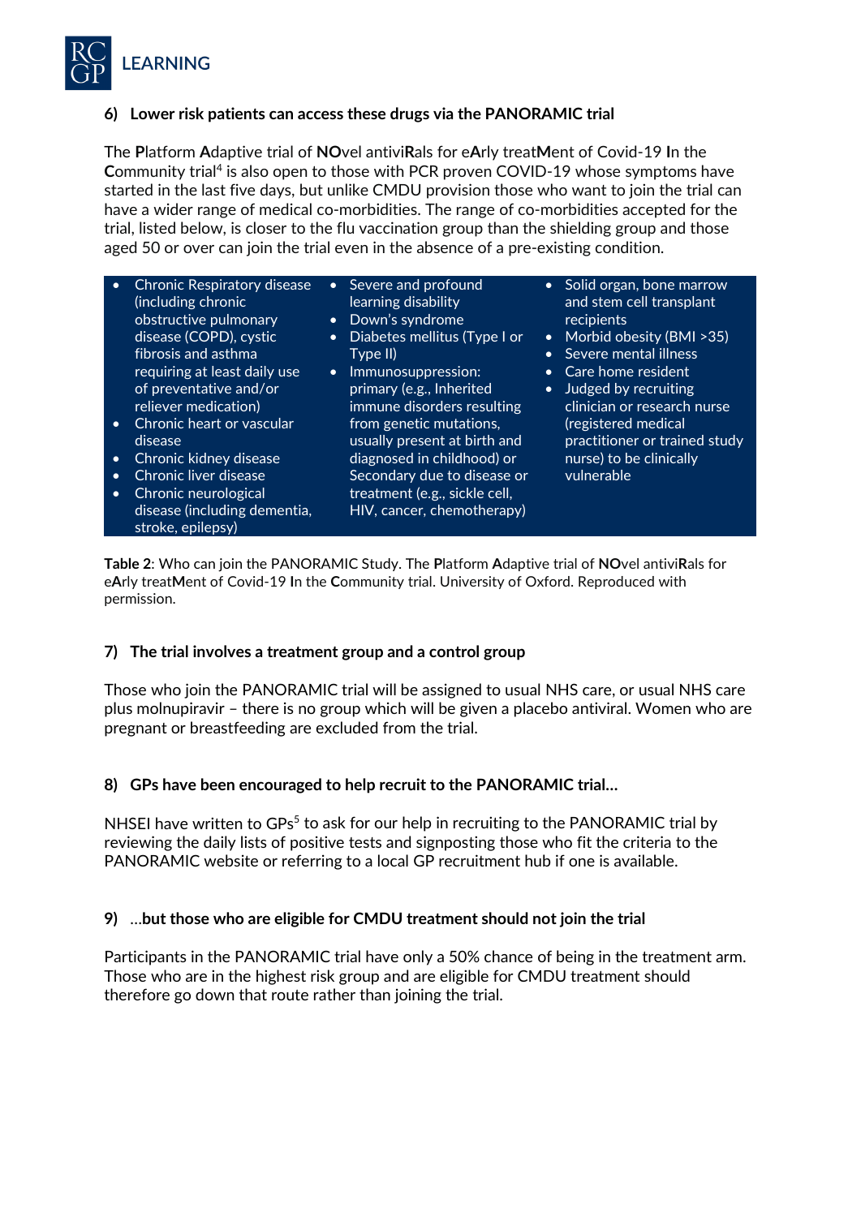### 6) Lower risk patients can access these drugs via the PANORAMIC trial

The **P**latform **A**daptive trial of **NO**vel antivi**R**als for e**A**rly treat**M**ent of Covid-19 **I**n the **C**ommunity trial[4] is also open to those with PCR proven COVID-19 whose symptoms have started in the last five days, but unlike CMDU provision those who want to join the trial can have a wider range of medical co-morbidities. The range of co-morbidities accepted for the trial, listed below, is closer to the flu vaccination group than the shielding group and those aged 50 or over can join the trial even in the absence of a pre-existing condition.

- Chronic Respiratory disease (including chronic obstructive pulmonary disease (COPD), cystic fibrosis and asthma requiring at least daily use of preventative and/or reliever medication)
- Chronic heart or vascular disease
- Chronic kidney disease
- Chronic liver disease
- Chronic neurological disease (including dementia, stroke, epilepsy)
- Severe and profound learning disability
- Down's syndrome
- Diabetes mellitus (Type I or Type II)
- Immunosuppression: primary (e.g., Inherited immune disorders resulting from genetic mutations, usually present at birth and diagnosed in childhood) or Secondary due to disease or treatment (e.g., sickle cell, HIV, cancer, chemotherapy)
- Solid organ, bone marrow and stem cell transplant recipients
- Morbid obesity (BMI >35)
- Severe mental illness
- Care home resident
- Judged by recruiting clinician or research nurse (registered medical practitioner or trained study nurse) to be clinically vulnerable

**Table 2**: Who can join the PANORAMIC Study. The **P**latform **A**daptive trial of **NO**vel antivi**R**als for e**A**rly treat**M**ent of Covid-19 **I**n the **C**ommunity trial. University of Oxford. Reproduced with permission.

### 7) The trial involves a treatment group and a control group

Those who join the PANORAMIC trial will be assigned to usual NHS care, or usual NHS care plus molnupiravir – there is no group which will be given a placebo antiviral. Women who are pregnant or breastfeeding are excluded from the trial.

### 8) GPs have been encouraged to help recruit to the PANORAMIC trial…

NHSEI have written to GPs[5] to ask for our help in recruiting to the PANORAMIC trial by reviewing the daily lists of positive tests and signposting those who fit the criteria to the PANORAMIC website or referring to a local GP recruitment hub if one is available.

### 9) …but those who are eligible for CMDU treatment should not join the trial

Participants in the PANORAMIC trial have only a 50% chance of being in the treatment arm. Those who are in the highest risk group and are eligible for CMDU treatment should therefore go down that route rather than joining the trial.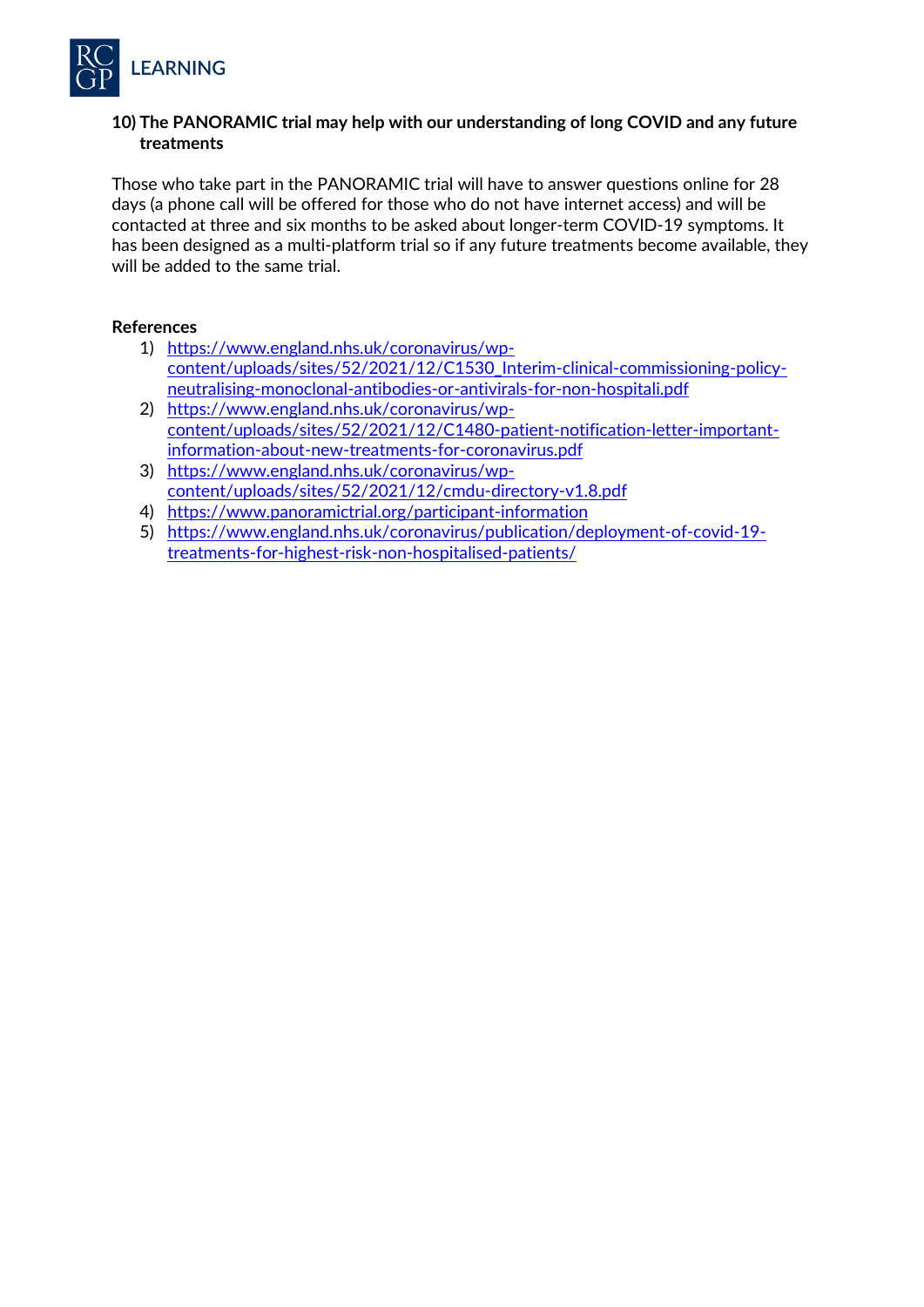**10) The PANORAMIC trial may help with our understanding of long COVID and any future treatments**

Those who take part in the PANORAMIC trial will have to answer questions online for 28 days (a phone call will be offered for those who do not have internet access) and will be contacted at three and six months to be asked about longer-term COVID-19 symptoms. It has been designed as a multi-platform trial so if any future treatments become available, they will be added to the same trial.

**References**

1) https://www.england.nhs.uk/coronavirus/wp-content/uploads/sites/52/2021/12/C1530_Interim-clinical-commissioning-policy-neutralising-monoclonal-antibodies-or-antivirals-for-non-hospitali.pdf
2) https://www.england.nhs.uk/coronavirus/wp-content/uploads/sites/52/2021/12/C1480-patient-notification-letter-important-information-about-new-treatments-for-coronavirus.pdf
3) https://www.england.nhs.uk/coronavirus/wp-content/uploads/sites/52/2021/12/cmdu-directory-v1.8.pdf
4) https://www.panoramictrial.org/participant-information
5) https://www.england.nhs.uk/coronavirus/publication/deployment-of-covid-19-treatments-for-highest-risk-non-hospitalised-patients/